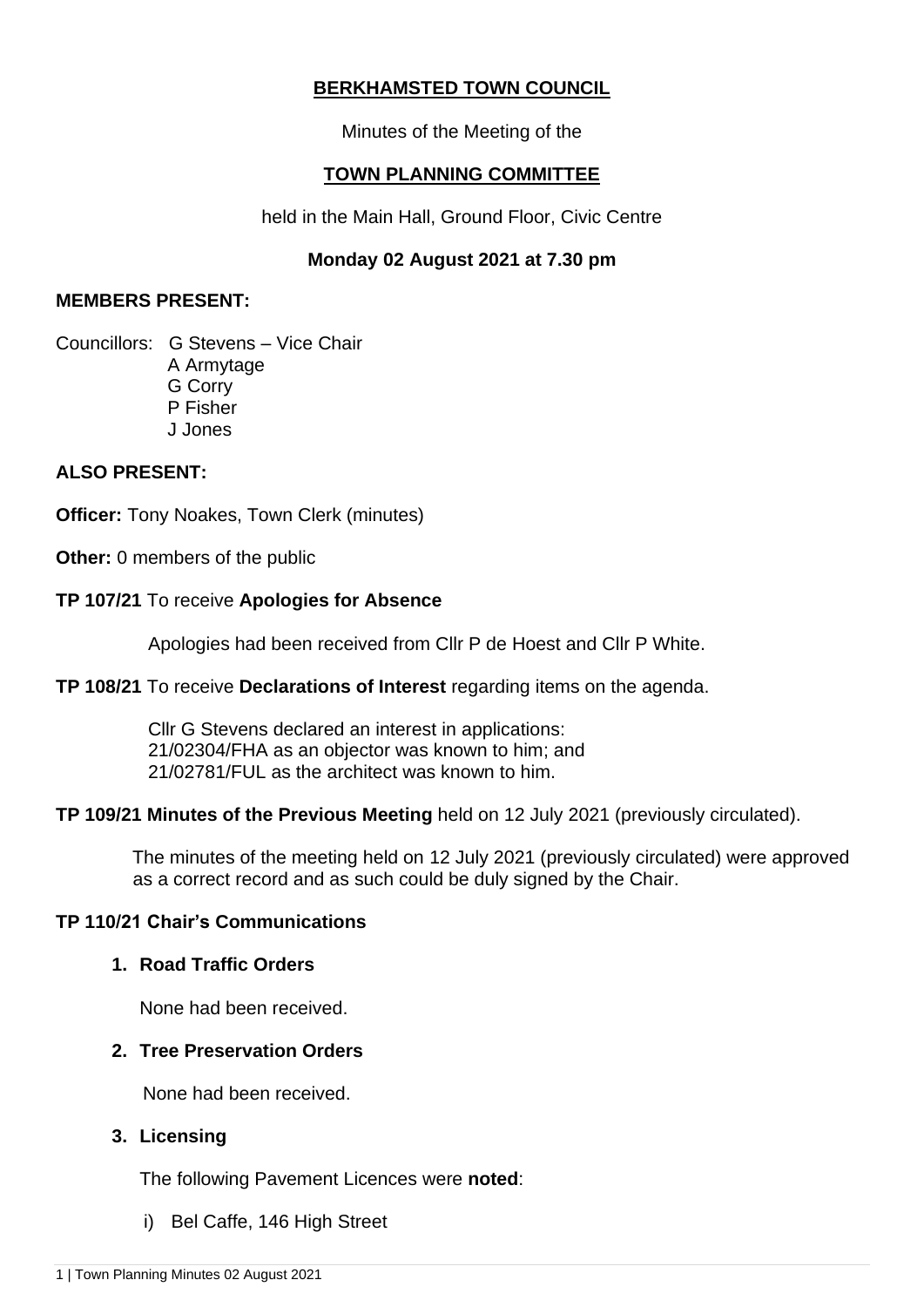**BERKHAMSTED TOWN COUNCIL**

Minutes of the Meeting of the

**TOWN PLANNING COMMITTEE**

held in the Main Hall, Ground Floor, Civic Centre

**Monday 02 August 2021 at 7.30 pm**

**MEMBERS PRESENT:**

Councillors: G Stevens – Vice Chair
A Armytage
G Corry
P Fisher
J Jones

**ALSO PRESENT:**

**Officer:** Tony Noakes, Town Clerk (minutes)

**Other:** 0 members of the public

**TP 107/21** To receive **Apologies for Absence**

Apologies had been received from Cllr P de Hoest and Cllr P White.

**TP 108/21** To receive **Declarations of Interest** regarding items on the agenda.

Cllr G Stevens declared an interest in applications:
21/02304/FHA as an objector was known to him; and
21/02781/FUL as the architect was known to him.

**TP 109/21 Minutes of the Previous Meeting** held on 12 July 2021 (previously circulated).

The minutes of the meeting held on 12 July 2021 (previously circulated) were approved as a correct record and as such could be duly signed by the Chair.

**TP 110/21 Chair's Communications**

1. **Road Traffic Orders**

   None had been received.

2. **Tree Preservation Orders**

   None had been received.

3. **Licensing**

   The following Pavement Licences were **noted**:

   i) Bel Caffe, 146 High Street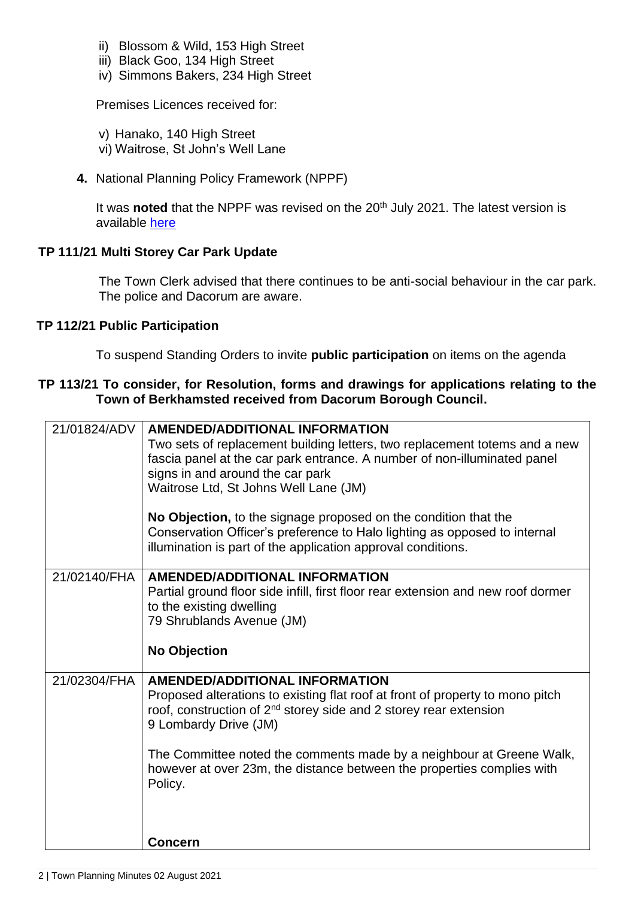ii) Blossom & Wild, 153 High Street
iii) Black Goo, 134 High Street
iv) Simmons Bakers, 234 High Street

Premises Licences received for:

v) Hanako, 140 High Street
vi) Waitrose, St John's Well Lane

**4.** National Planning Policy Framework (NPPF)

It was **noted** that the NPPF was revised on the 20th July 2021. The latest version is available here

**TP 111/21 Multi Storey Car Park Update**

The Town Clerk advised that there continues to be anti-social behaviour in the car park. The police and Dacorum are aware.

**TP 112/21 Public Participation**

To suspend Standing Orders to invite **public participation** on items on the agenda

**TP 113/21 To consider, for Resolution, forms and drawings for applications relating to the Town of Berkhamsted received from Dacorum Borough Council.**

| | |
|---|---|
| 21/01824/ADV | **AMENDED/ADDITIONAL INFORMATION**<br>Two sets of replacement building letters, two replacement totems and a new fascia panel at the car park entrance. A number of non-illuminated panel signs in and around the car park<br>Waitrose Ltd, St Johns Well Lane (JM)<br><br>**No Objection,** to the signage proposed on the condition that the Conservation Officer's preference to Halo lighting as opposed to internal illumination is part of the application approval conditions. |
| 21/02140/FHA | **AMENDED/ADDITIONAL INFORMATION**<br>Partial ground floor side infill, first floor rear extension and new roof dormer to the existing dwelling<br>79 Shrublands Avenue (JM)<br><br>**No Objection** |
| 21/02304/FHA | **AMENDED/ADDITIONAL INFORMATION**<br>Proposed alterations to existing flat roof at front of property to mono pitch roof, construction of 2nd storey side and 2 storey rear extension<br>9 Lombardy Drive (JM)<br><br>The Committee noted the comments made by a neighbour at Greene Walk, however at over 23m, the distance between the properties complies with Policy.<br><br>**Concern** |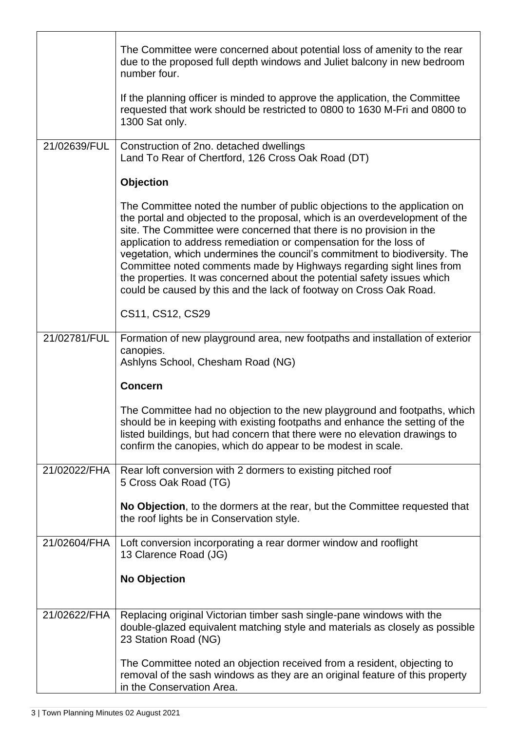| | |
|---|---|
| | The Committee were concerned about potential loss of amenity to the rear due to the proposed full depth windows and Juliet balcony in new bedroom number four.<br><br>If the planning officer is minded to approve the application, the Committee requested that work should be restricted to 0800 to 1630 M-Fri and 0800 to 1300 Sat only. |
| 21/02639/FUL | Construction of 2no. detached dwellings<br>Land To Rear of Chertford, 126 Cross Oak Road (DT)<br><br>**Objection**<br><br>The Committee noted the number of public objections to the application on the portal and objected to the proposal, which is an overdevelopment of the site. The Committee were concerned that there is no provision in the application to address remediation or compensation for the loss of vegetation, which undermines the council's commitment to biodiversity. The Committee noted comments made by Highways regarding sight lines from the properties. It was concerned about the potential safety issues which could be caused by this and the lack of footway on Cross Oak Road.<br><br>CS11, CS12, CS29 |
| 21/02781/FUL | Formation of new playground area, new footpaths and installation of exterior canopies.<br>Ashlyns School, Chesham Road (NG)<br><br>**Concern**<br><br>The Committee had no objection to the new playground and footpaths, which should be in keeping with existing footpaths and enhance the setting of the listed buildings, but had concern that there were no elevation drawings to confirm the canopies, which do appear to be modest in scale. |
| 21/02022/FHA | Rear loft conversion with 2 dormers to existing pitched roof<br>5 Cross Oak Road (TG)<br><br>**No Objection**, to the dormers at the rear, but the Committee requested that the roof lights be in Conservation style. |
| 21/02604/FHA | Loft conversion incorporating a rear dormer window and rooflight<br>13 Clarence Road (JG)<br><br>**No Objection** |
| 21/02622/FHA | Replacing original Victorian timber sash single-pane windows with the double-glazed equivalent matching style and materials as closely as possible<br>23 Station Road (NG)<br><br>The Committee noted an objection received from a resident, objecting to removal of the sash windows as they are an original feature of this property in the Conservation Area. |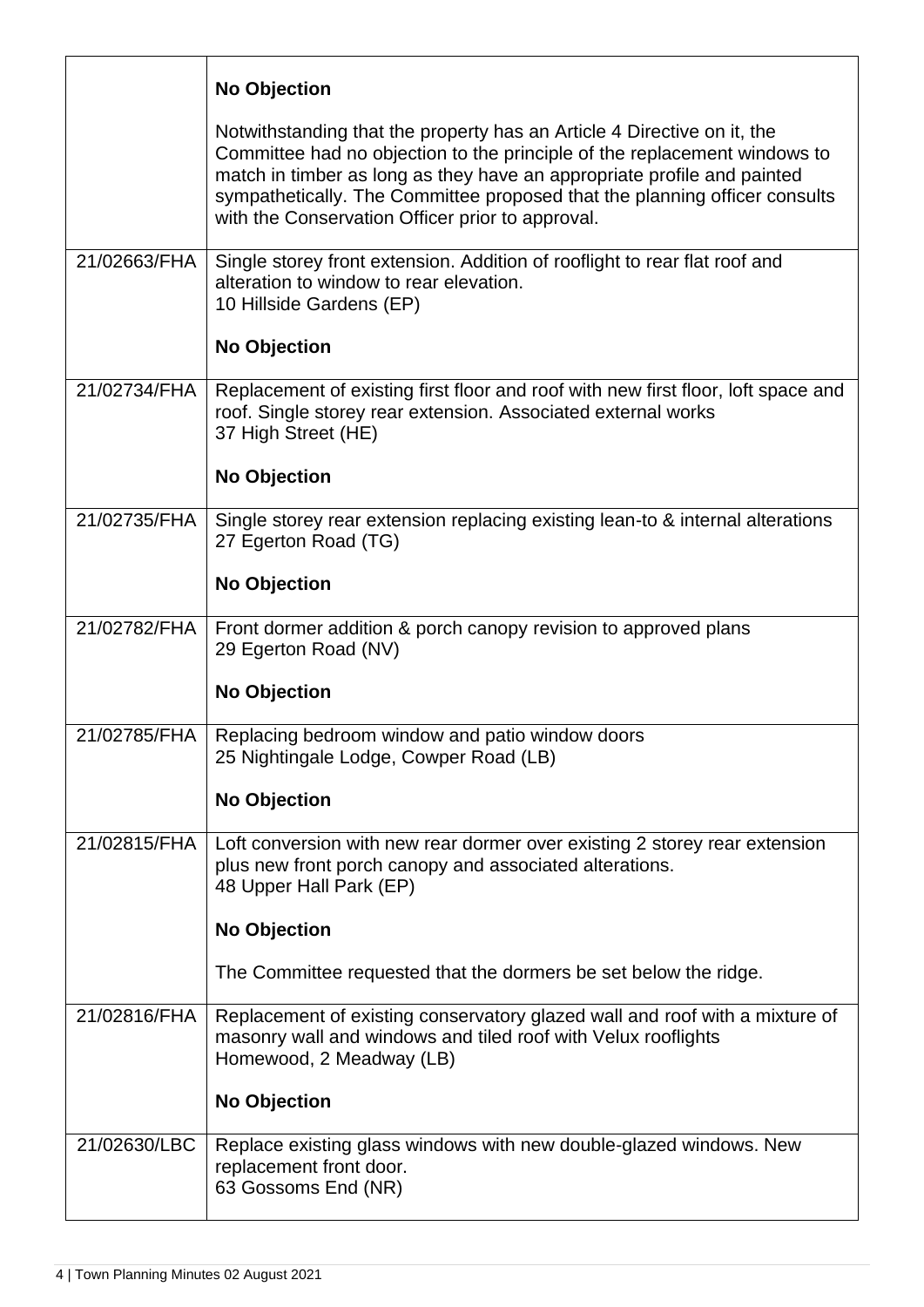| | |
|---|---|
| | **No Objection**<br><br>Notwithstanding that the property has an Article 4 Directive on it, the Committee had no objection to the principle of the replacement windows to match in timber as long as they have an appropriate profile and painted sympathetically. The Committee proposed that the planning officer consults with the Conservation Officer prior to approval. |
| 21/02663/FHA | Single storey front extension. Addition of rooflight to rear flat roof and alteration to window to rear elevation.<br>10 Hillside Gardens (EP)<br><br>**No Objection** |
| 21/02734/FHA | Replacement of existing first floor and roof with new first floor, loft space and roof. Single storey rear extension. Associated external works<br>37 High Street (HE)<br><br>**No Objection** |
| 21/02735/FHA | Single storey rear extension replacing existing lean-to & internal alterations<br>27 Egerton Road (TG)<br><br>**No Objection** |
| 21/02782/FHA | Front dormer addition & porch canopy revision to approved plans<br>29 Egerton Road (NV)<br><br>**No Objection** |
| 21/02785/FHA | Replacing bedroom window and patio window doors<br>25 Nightingale Lodge, Cowper Road (LB)<br><br>**No Objection** |
| 21/02815/FHA | Loft conversion with new rear dormer over existing 2 storey rear extension plus new front porch canopy and associated alterations.<br>48 Upper Hall Park (EP)<br><br>**No Objection**<br><br>The Committee requested that the dormers be set below the ridge. |
| 21/02816/FHA | Replacement of existing conservatory glazed wall and roof with a mixture of masonry wall and windows and tiled roof with Velux rooflights<br>Homewood, 2 Meadway (LB)<br><br>**No Objection** |
| 21/02630/LBC | Replace existing glass windows with new double-glazed windows. New replacement front door.<br>63 Gossoms End (NR) |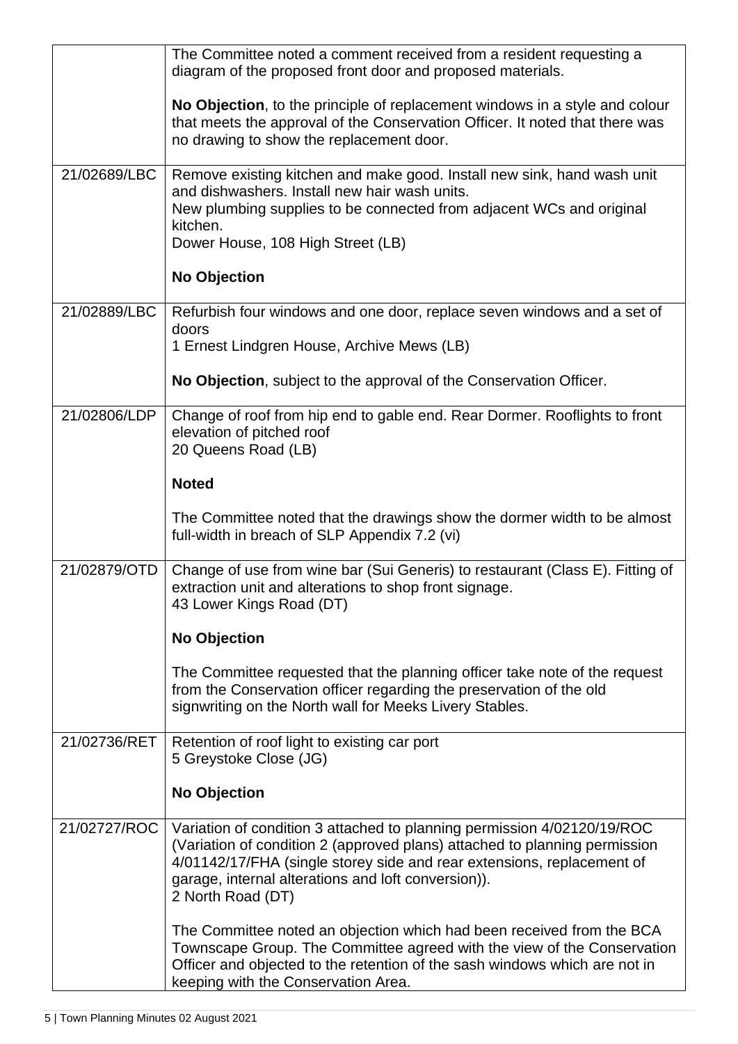| | |
|---|---|
| | The Committee noted a comment received from a resident requesting a diagram of the proposed front door and proposed materials.<br><br>**No Objection**, to the principle of replacement windows in a style and colour that meets the approval of the Conservation Officer. It noted that there was no drawing to show the replacement door. |
| 21/02689/LBC | Remove existing kitchen and make good. Install new sink, hand wash unit and dishwashers. Install new hair wash units.<br>New plumbing supplies to be connected from adjacent WCs and original kitchen.<br>Dower House, 108 High Street (LB)<br><br>**No Objection** |
| 21/02889/LBC | Refurbish four windows and one door, replace seven windows and a set of doors<br>1 Ernest Lindgren House, Archive Mews (LB)<br><br>**No Objection**, subject to the approval of the Conservation Officer. |
| 21/02806/LDP | Change of roof from hip end to gable end. Rear Dormer. Rooflights to front elevation of pitched roof<br>20 Queens Road (LB)<br><br>**Noted**<br><br>The Committee noted that the drawings show the dormer width to be almost full-width in breach of SLP Appendix 7.2 (vi) |
| 21/02879/OTD | Change of use from wine bar (Sui Generis) to restaurant (Class E). Fitting of extraction unit and alterations to shop front signage.<br>43 Lower Kings Road (DT)<br><br>**No Objection**<br><br>The Committee requested that the planning officer take note of the request from the Conservation officer regarding the preservation of the old signwriting on the North wall for Meeks Livery Stables. |
| 21/02736/RET | Retention of roof light to existing car port<br>5 Greystoke Close (JG)<br><br>**No Objection** |
| 21/02727/ROC | Variation of condition 3 attached to planning permission 4/02120/19/ROC (Variation of condition 2 (approved plans) attached to planning permission 4/01142/17/FHA (single storey side and rear extensions, replacement of garage, internal alterations and loft conversion)).<br>2 North Road (DT)<br><br>The Committee noted an objection which had been received from the BCA Townscape Group. The Committee agreed with the view of the Conservation Officer and objected to the retention of the sash windows which are not in keeping with the Conservation Area. |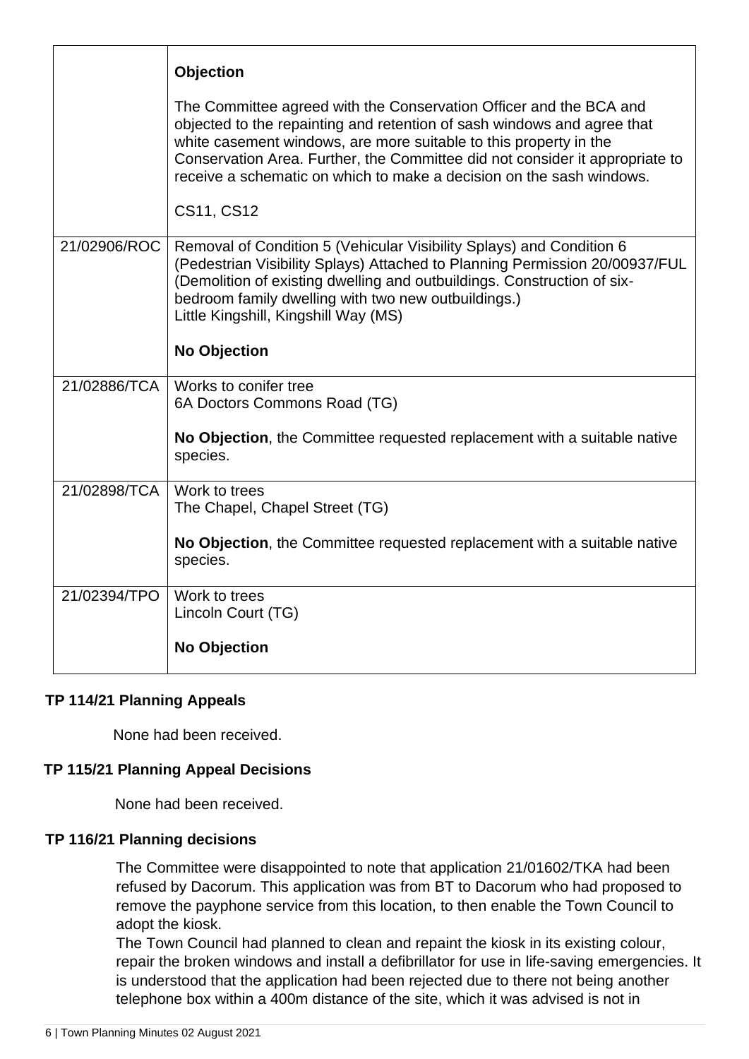| | |
|---|---|
| | **Objection**<br><br>The Committee agreed with the Conservation Officer and the BCA and objected to the repainting and retention of sash windows and agree that white casement windows, are more suitable to this property in the Conservation Area. Further, the Committee did not consider it appropriate to receive a schematic on which to make a decision on the sash windows.<br><br>CS11, CS12 |
| 21/02906/ROC | Removal of Condition 5 (Vehicular Visibility Splays) and Condition 6 (Pedestrian Visibility Splays) Attached to Planning Permission 20/00937/FUL (Demolition of existing dwelling and outbuildings. Construction of six-bedroom family dwelling with two new outbuildings.)<br>Little Kingshill, Kingshill Way (MS)<br><br>**No Objection** |
| 21/02886/TCA | Works to conifer tree<br>6A Doctors Commons Road (TG)<br><br>**No Objection**, the Committee requested replacement with a suitable native species. |
| 21/02898/TCA | Work to trees<br>The Chapel, Chapel Street (TG)<br><br>**No Objection**, the Committee requested replacement with a suitable native species. |
| 21/02394/TPO | Work to trees<br>Lincoln Court (TG)<br><br>**No Objection** |

### TP 114/21 Planning Appeals

None had been received.

### TP 115/21 Planning Appeal Decisions

None had been received.

### TP 116/21 Planning decisions

The Committee were disappointed to note that application 21/01602/TKA had been refused by Dacorum. This application was from BT to Dacorum who had proposed to remove the payphone service from this location, to then enable the Town Council to adopt the kiosk.

The Town Council had planned to clean and repaint the kiosk in its existing colour, repair the broken windows and install a defibrillator for use in life-saving emergencies. It is understood that the application had been rejected due to there not being another telephone box within a 400m distance of the site, which it was advised is not in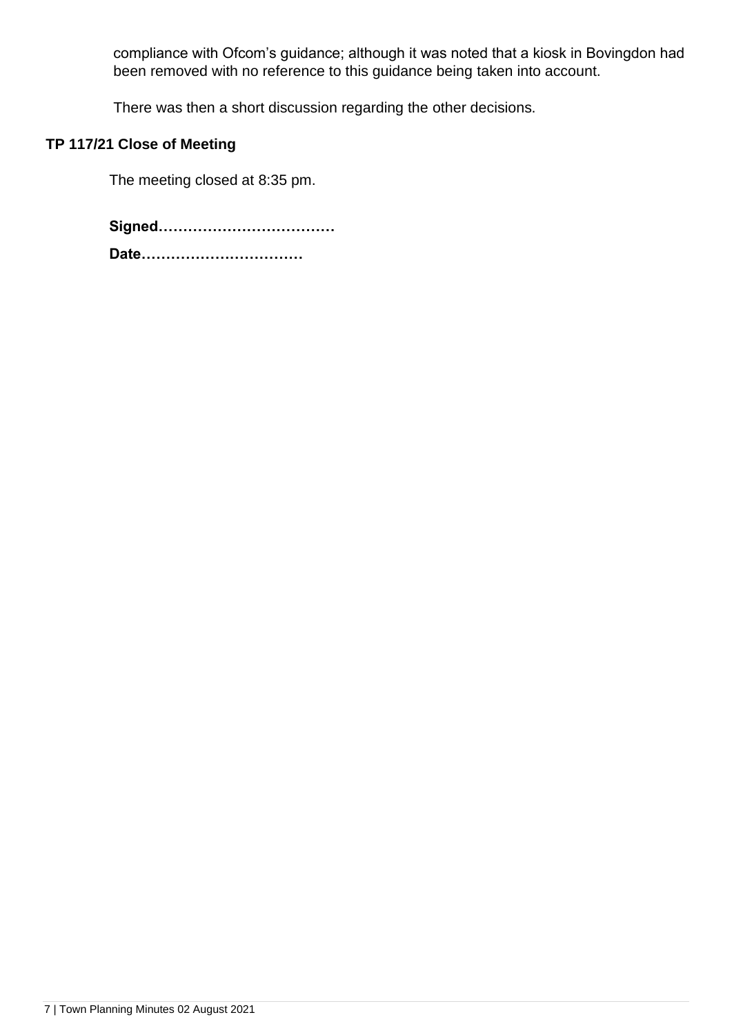compliance with Ofcom's guidance; although it was noted that a kiosk in Bovingdon had been removed with no reference to this guidance being taken into account.

There was then a short discussion regarding the other decisions.

**TP 117/21 Close of Meeting**

The meeting closed at 8:35 pm.

**Signed………………………………**

**Date……………………………**